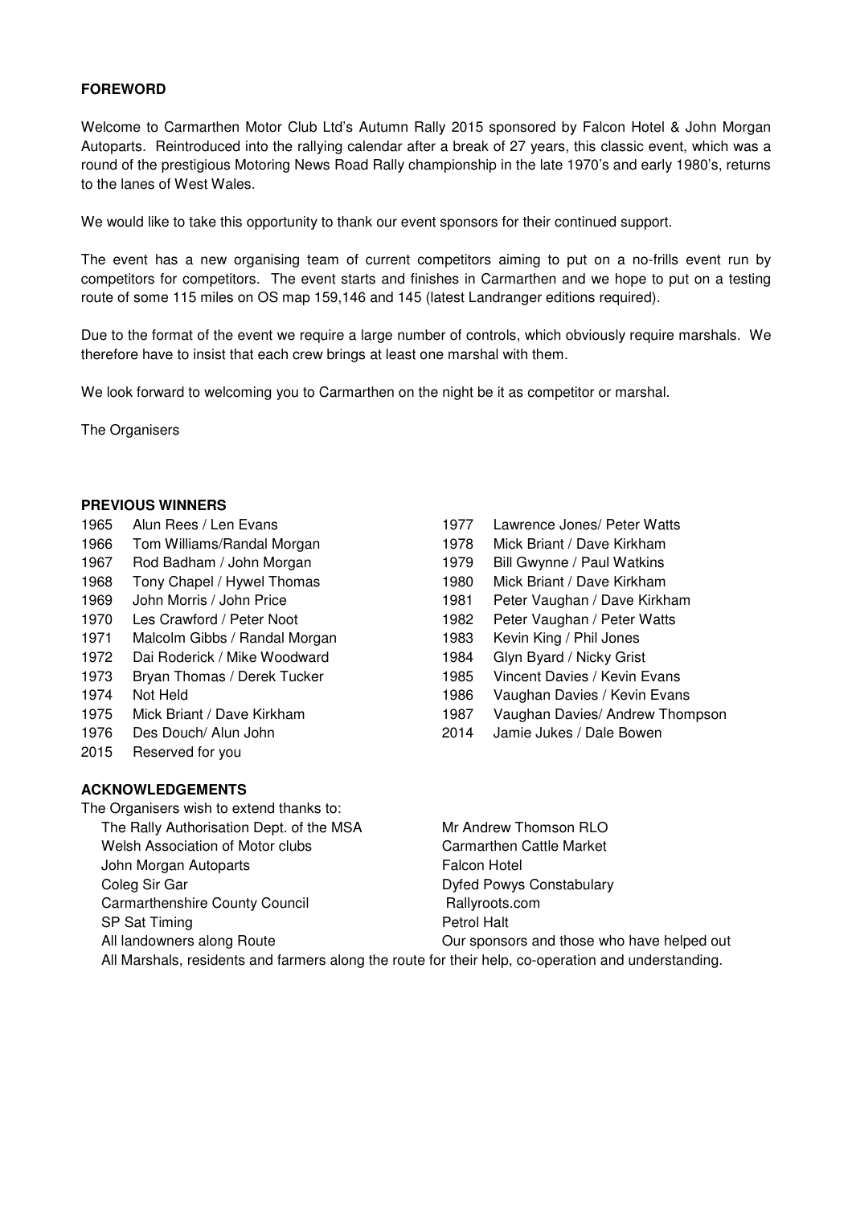## FOREWORD

Welcome to Carmarthen Motor Club Ltd's Autumn Rally 2015 sponsored by Falcon Hotel & John Morgan Autoparts. Reintroduced into the rallying calendar after a break of 27 years, this classic event, which was a round of the prestigious Motoring News Road Rally championship in the late 1970's and early 1980's, returns to the lanes of West Wales.

We would like to take this opportunity to thank our event sponsors for their continued support.

The event has a new organising team of current competitors aiming to put on a no-frills event run by competitors for competitors. The event starts and finishes in Carmarthen and we hope to put on a testing route of some 115 miles on OS map 159,146 and 145 (latest Landranger editions required).

Due to the format of the event we require a large number of controls, which obviously require marshals. We therefore have to insist that each crew brings at least one marshal with them.

We look forward to welcoming you to Carmarthen on the night be it as competitor or marshal.

The Organisers

## PREVIOUS WINNERS

1965 Alun Rees / Len Evans
1966 Tom Williams/Randal Morgan
1967 Rod Badham / John Morgan
1968 Tony Chapel / Hywel Thomas
1969 John Morris / John Price
1970 Les Crawford / Peter Noot
1971 Malcolm Gibbs / Randal Morgan
1972 Dai Roderick / Mike Woodward
1973 Bryan Thomas / Derek Tucker
1974 Not Held
1975 Mick Briant / Dave Kirkham
1976 Des Douch/ Alun John
1977 Lawrence Jones/ Peter Watts
1978 Mick Briant / Dave Kirkham
1979 Bill Gwynne / Paul Watkins
1980 Mick Briant / Dave Kirkham
1981 Peter Vaughan / Dave Kirkham
1982 Peter Vaughan / Peter Watts
1983 Kevin King / Phil Jones
1984 Glyn Byard / Nicky Grist
1985 Vincent Davies / Kevin Evans
1986 Vaughan Davies / Kevin Evans
1987 Vaughan Davies/ Andrew Thompson
2014 Jamie Jukes / Dale Bowen
2015 Reserved for you

## ACKNOWLEDGEMENTS

The Organisers wish to extend thanks to:

- The Rally Authorisation Dept. of the MSA
- Welsh Association of Motor clubs
- John Morgan Autoparts
- Coleg Sir Gar
- Carmarthenshire County Council
- SP Sat Timing
- All landowners along Route
- Mr Andrew Thomson RLO
- Carmarthen Cattle Market
- Falcon Hotel
- Dyfed Powys Constabulary
- Rallyroots.com
- Petrol Halt
- Our sponsors and those who have helped out

All Marshals, residents and farmers along the route for their help, co-operation and understanding.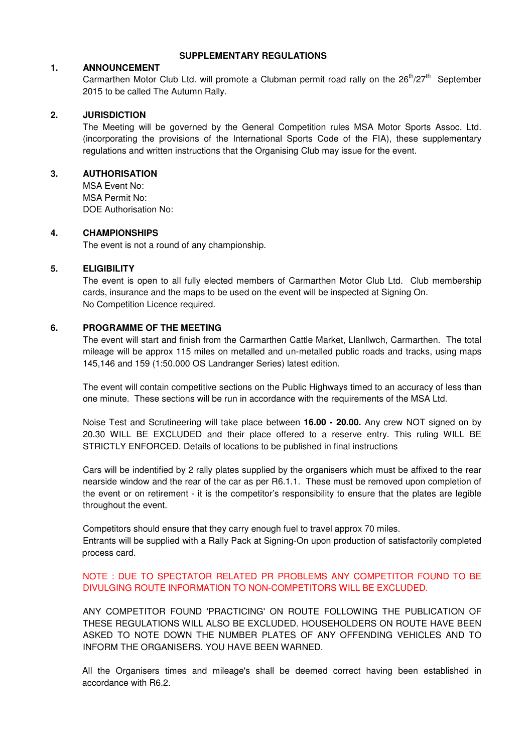## SUPPLEMENTARY REGULATIONS

### 1. ANNOUNCEMENT

Carmarthen Motor Club Ltd. will promote a Clubman permit road rally on the 26th/27th September 2015 to be called The Autumn Rally.

### 2. JURISDICTION

The Meeting will be governed by the General Competition rules MSA Motor Sports Assoc. Ltd. (incorporating the provisions of the International Sports Code of the FIA), these supplementary regulations and written instructions that the Organising Club may issue for the event.

### 3. AUTHORISATION

MSA Event No:
MSA Permit No:
DOE Authorisation No:

### 4. CHAMPIONSHIPS

The event is not a round of any championship.

### 5. ELIGIBILITY

The event is open to all fully elected members of Carmarthen Motor Club Ltd. Club membership cards, insurance and the maps to be used on the event will be inspected at Signing On.
No Competition Licence required.

### 6. PROGRAMME OF THE MEETING

The event will start and finish from the Carmarthen Cattle Market, Llanllwch, Carmarthen. The total mileage will be approx 115 miles on metalled and un-metalled public roads and tracks, using maps 145,146 and 159 (1:50.000 OS Landranger Series) latest edition.

The event will contain competitive sections on the Public Highways timed to an accuracy of less than one minute. These sections will be run in accordance with the requirements of the MSA Ltd.

Noise Test and Scrutineering will take place between **16.00 - 20.00.** Any crew NOT signed on by 20.30 WILL BE EXCLUDED and their place offered to a reserve entry. This ruling WILL BE STRICTLY ENFORCED. Details of locations to be published in final instructions

Cars will be indentified by 2 rally plates supplied by the organisers which must be affixed to the rear nearside window and the rear of the car as per R6.1.1. These must be removed upon completion of the event or on retirement - it is the competitor's responsibility to ensure that the plates are legible throughout the event.

Competitors should ensure that they carry enough fuel to travel approx 70 miles.
Entrants will be supplied with a Rally Pack at Signing-On upon production of satisfactorily completed process card.

NOTE : DUE TO SPECTATOR RELATED PR PROBLEMS ANY COMPETITOR FOUND TO BE DIVULGING ROUTE INFORMATION TO NON-COMPETITORS WILL BE EXCLUDED.

ANY COMPETITOR FOUND 'PRACTICING' ON ROUTE FOLLOWING THE PUBLICATION OF THESE REGULATIONS WILL ALSO BE EXCLUDED. HOUSEHOLDERS ON ROUTE HAVE BEEN ASKED TO NOTE DOWN THE NUMBER PLATES OF ANY OFFENDING VEHICLES AND TO INFORM THE ORGANISERS. YOU HAVE BEEN WARNED.

All the Organisers times and mileage's shall be deemed correct having been established in accordance with R6.2.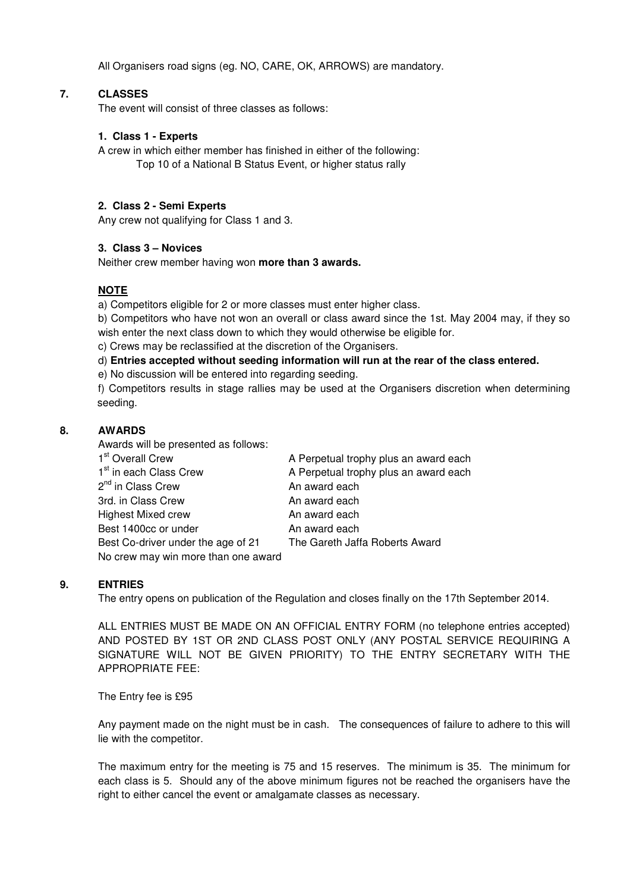All Organisers road signs (eg. NO, CARE, OK, ARROWS) are mandatory.

## 7. CLASSES

The event will consist of three classes as follows:

**1. Class 1 - Experts**

A crew in which either member has finished in either of the following:

Top 10 of a National B Status Event, or higher status rally

**2. Class 2 - Semi Experts**

Any crew not qualifying for Class 1 and 3.

**3. Class 3 – Novices**

Neither crew member having won **more than 3 awards.**

**NOTE**

a) Competitors eligible for 2 or more classes must enter higher class.

b) Competitors who have not won an overall or class award since the 1st. May 2004 may, if they so wish enter the next class down to which they would otherwise be eligible for.

c) Crews may be reclassified at the discretion of the Organisers.

d) **Entries accepted without seeding information will run at the rear of the class entered.**

e) No discussion will be entered into regarding seeding.

f) Competitors results in stage rallies may be used at the Organisers discretion when determining seeding.

## 8. AWARDS

Awards will be presented as follows:

| | |
|---|---|
| 1st Overall Crew | A Perpetual trophy plus an award each |
| 1st in each Class Crew | A Perpetual trophy plus an award each |
| 2nd in Class Crew | An award each |
| 3rd. in Class Crew | An award each |
| Highest Mixed crew | An award each |
| Best 1400cc or under | An award each |
| Best Co-driver under the age of 21 | The Gareth Jaffa Roberts Award |

No crew may win more than one award

## 9. ENTRIES

The entry opens on publication of the Regulation and closes finally on the 17th September 2014.

ALL ENTRIES MUST BE MADE ON AN OFFICIAL ENTRY FORM (no telephone entries accepted) AND POSTED BY 1ST OR 2ND CLASS POST ONLY (ANY POSTAL SERVICE REQUIRING A SIGNATURE WILL NOT BE GIVEN PRIORITY) TO THE ENTRY SECRETARY WITH THE APPROPRIATE FEE:

The Entry fee is £95

Any payment made on the night must be in cash. The consequences of failure to adhere to this will lie with the competitor.

The maximum entry for the meeting is 75 and 15 reserves. The minimum is 35. The minimum for each class is 5. Should any of the above minimum figures not be reached the organisers have the right to either cancel the event or amalgamate classes as necessary.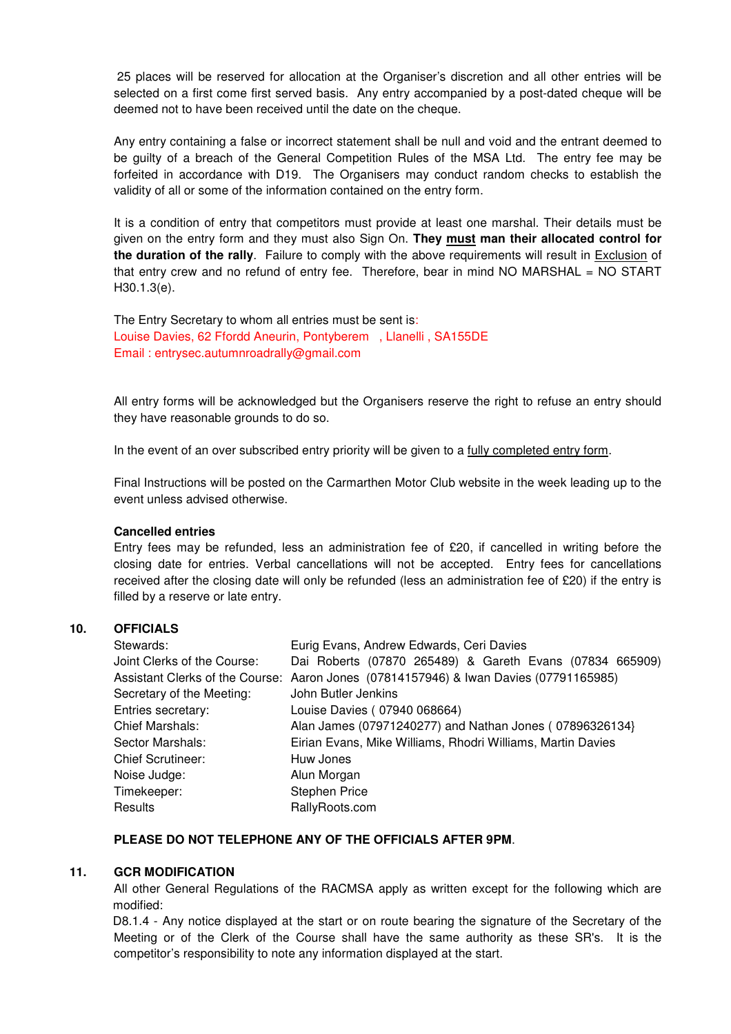25 places will be reserved for allocation at the Organiser's discretion and all other entries will be selected on a first come first served basis. Any entry accompanied by a post-dated cheque will be deemed not to have been received until the date on the cheque.

Any entry containing a false or incorrect statement shall be null and void and the entrant deemed to be guilty of a breach of the General Competition Rules of the MSA Ltd. The entry fee may be forfeited in accordance with D19. The Organisers may conduct random checks to establish the validity of all or some of the information contained on the entry form.

It is a condition of entry that competitors must provide at least one marshal. Their details must be given on the entry form and they must also Sign On. **They must man their allocated control for the duration of the rally**. Failure to comply with the above requirements will result in Exclusion of that entry crew and no refund of entry fee. Therefore, bear in mind NO MARSHAL = NO START H30.1.3(e).

The Entry Secretary to whom all entries must be sent is:
Louise Davies, 62 Ffordd Aneurin, Pontyberem , Llanelli , SA155DE
Email : entrysec.autumnroadrally@gmail.com

All entry forms will be acknowledged but the Organisers reserve the right to refuse an entry should they have reasonable grounds to do so.

In the event of an over subscribed entry priority will be given to a fully completed entry form.

Final Instructions will be posted on the Carmarthen Motor Club website in the week leading up to the event unless advised otherwise.

**Cancelled entries**

Entry fees may be refunded, less an administration fee of £20, if cancelled in writing before the closing date for entries. Verbal cancellations will not be accepted. Entry fees for cancellations received after the closing date will only be refunded (less an administration fee of £20) if the entry is filled by a reserve or late entry.

## 10. OFFICIALS

| | |
|---|---|
| Stewards: | Eurig Evans, Andrew Edwards, Ceri Davies |
| Joint Clerks of the Course: | Dai Roberts (07870 265489) & Gareth Evans (07834 665909) |
| Assistant Clerks of the Course: | Aaron Jones (07814157946) & Iwan Davies (07791165985) |
| Secretary of the Meeting: | John Butler Jenkins |
| Entries secretary: | Louise Davies ( 07940 068664) |
| Chief Marshals: | Alan James (07971240277) and Nathan Jones ( 07896326134} |
| Sector Marshals: | Eirian Evans, Mike Williams, Rhodri Williams, Martin Davies |
| Chief Scrutineer: | Huw Jones |
| Noise Judge: | Alun Morgan |
| Timekeeper: | Stephen Price |
| Results | RallyRoots.com |

**PLEASE DO NOT TELEPHONE ANY OF THE OFFICIALS AFTER 9PM**.

## 11. GCR MODIFICATION

All other General Regulations of the RACMSA apply as written except for the following which are modified:

D8.1.4 - Any notice displayed at the start or on route bearing the signature of the Secretary of the Meeting or of the Clerk of the Course shall have the same authority as these SR's. It is the competitor's responsibility to note any information displayed at the start.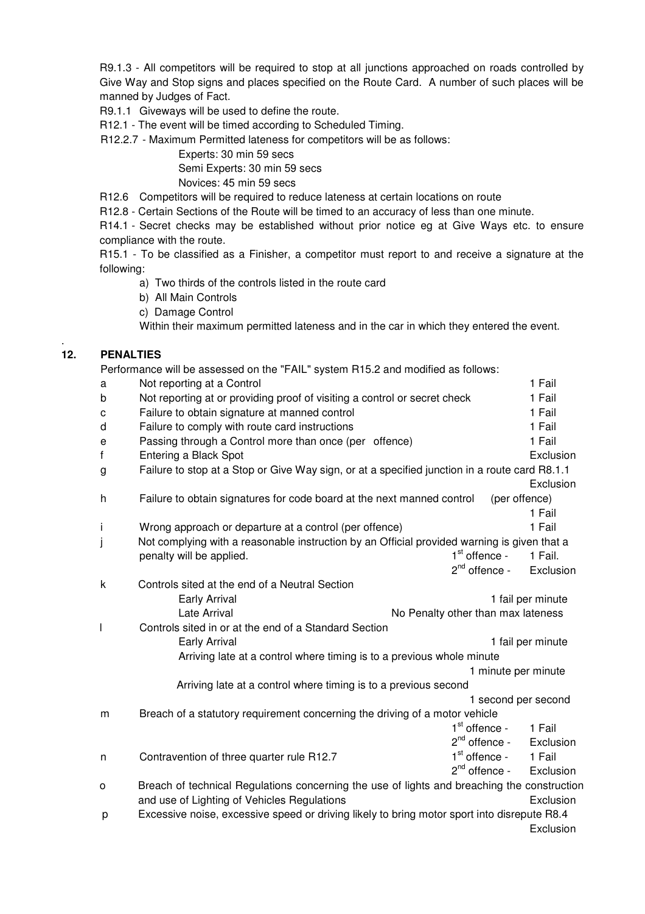R9.1.3 - All competitors will be required to stop at all junctions approached on roads controlled by Give Way and Stop signs and places specified on the Route Card. A number of such places will be manned by Judges of Fact.

R9.1.1 Giveways will be used to define the route.

R12.1 - The event will be timed according to Scheduled Timing.

R12.2.7 - Maximum Permitted lateness for competitors will be as follows:

- Experts: 30 min 59 secs
- Semi Experts: 30 min 59 secs
- Novices: 45 min 59 secs

R12.6 Competitors will be required to reduce lateness at certain locations on route

R12.8 - Certain Sections of the Route will be timed to an accuracy of less than one minute.

R14.1 - Secret checks may be established without prior notice eg at Give Ways etc. to ensure compliance with the route.

R15.1 - To be classified as a Finisher, a competitor must report to and receive a signature at the following:

a) Two thirds of the controls listed in the route card
b) All Main Controls
c) Damage Control

Within their maximum permitted lateness and in the car in which they entered the event.

## 12. PENALTIES

Performance will be assessed on the "FAIL" system R15.2 and modified as follows:

| | | | |
|---|---|---|---|
| a | Not reporting at a Control | | 1 Fail |
| b | Not reporting at or providing proof of visiting a control or secret check | | 1 Fail |
| c | Failure to obtain signature at manned control | | 1 Fail |
| d | Failure to comply with route card instructions | | 1 Fail |
| e | Passing through a Control more than once (per offence) | | 1 Fail |
| f | Entering a Black Spot | | Exclusion |
| g | Failure to stop at a Stop or Give Way sign, or at a specified junction in a route card R8.1.1 | | Exclusion |
| h | Failure to obtain signatures for code board at the next manned control | (per offence) | 1 Fail |
| i | Wrong approach or departure at a control (per offence) | | 1 Fail |
| j | Not complying with a reasonable instruction by an Official provided warning is given that a penalty will be applied. | 1st offence - | 1 Fail. |
| | | 2nd offence - | Exclusion |
| k | Controls sited at the end of a Neutral Section | | |
| | Early Arrival | | 1 fail per minute |
| | Late Arrival | | No Penalty other than max lateness |
| l | Controls sited in or at the end of a Standard Section | | |
| | Early Arrival | | 1 fail per minute |
| | Arriving late at a control where timing is to a previous whole minute | | 1 minute per minute |
| | Arriving late at a control where timing is to a previous second | | 1 second per second |
| m | Breach of a statutory requirement concerning the driving of a motor vehicle | 1st offence - | 1 Fail |
| | | 2nd offence - | Exclusion |
| n | Contravention of three quarter rule R12.7 | 1st offence - | 1 Fail |
| | | 2nd offence - | Exclusion |
| o | Breach of technical Regulations concerning the use of lights and breaching the construction and use of Lighting of Vehicles Regulations | | Exclusion |
| p | Excessive noise, excessive speed or driving likely to bring motor sport into disrepute R8.4 | | Exclusion |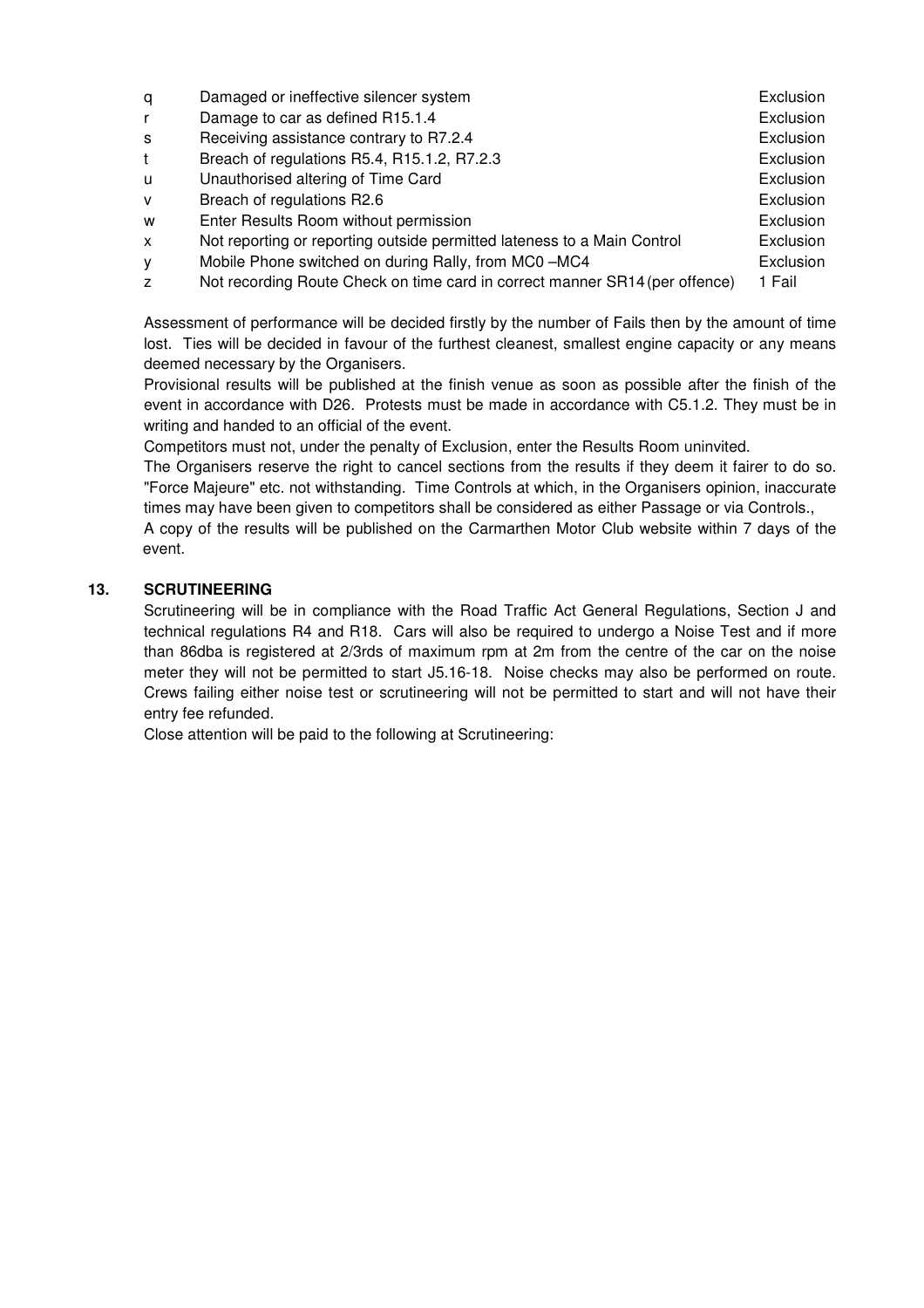| | | |
|---|---|---|
| q | Damaged or ineffective silencer system | Exclusion |
| r | Damage to car as defined R15.1.4 | Exclusion |
| s | Receiving assistance contrary to R7.2.4 | Exclusion |
| t | Breach of regulations R5.4, R15.1.2, R7.2.3 | Exclusion |
| u | Unauthorised altering of Time Card | Exclusion |
| v | Breach of regulations R2.6 | Exclusion |
| w | Enter Results Room without permission | Exclusion |
| x | Not reporting or reporting outside permitted lateness to a Main Control | Exclusion |
| y | Mobile Phone switched on during Rally, from MC0 –MC4 | Exclusion |
| z | Not recording Route Check on time card in correct manner SR14 (per offence) | 1 Fail |

Assessment of performance will be decided firstly by the number of Fails then by the amount of time lost. Ties will be decided in favour of the furthest cleanest, smallest engine capacity or any means deemed necessary by the Organisers.

Provisional results will be published at the finish venue as soon as possible after the finish of the event in accordance with D26. Protests must be made in accordance with C5.1.2. They must be in writing and handed to an official of the event.

Competitors must not, under the penalty of Exclusion, enter the Results Room uninvited.

The Organisers reserve the right to cancel sections from the results if they deem it fairer to do so. "Force Majeure" etc. not withstanding. Time Controls at which, in the Organisers opinion, inaccurate times may have been given to competitors shall be considered as either Passage or via Controls.,

A copy of the results will be published on the Carmarthen Motor Club website within 7 days of the event.

## 13. SCRUTINEERING

Scrutineering will be in compliance with the Road Traffic Act General Regulations, Section J and technical regulations R4 and R18. Cars will also be required to undergo a Noise Test and if more than 86dba is registered at 2/3rds of maximum rpm at 2m from the centre of the car on the noise meter they will not be permitted to start J5.16-18. Noise checks may also be performed on route. Crews failing either noise test or scrutineering will not be permitted to start and will not have their entry fee refunded.

Close attention will be paid to the following at Scrutineering: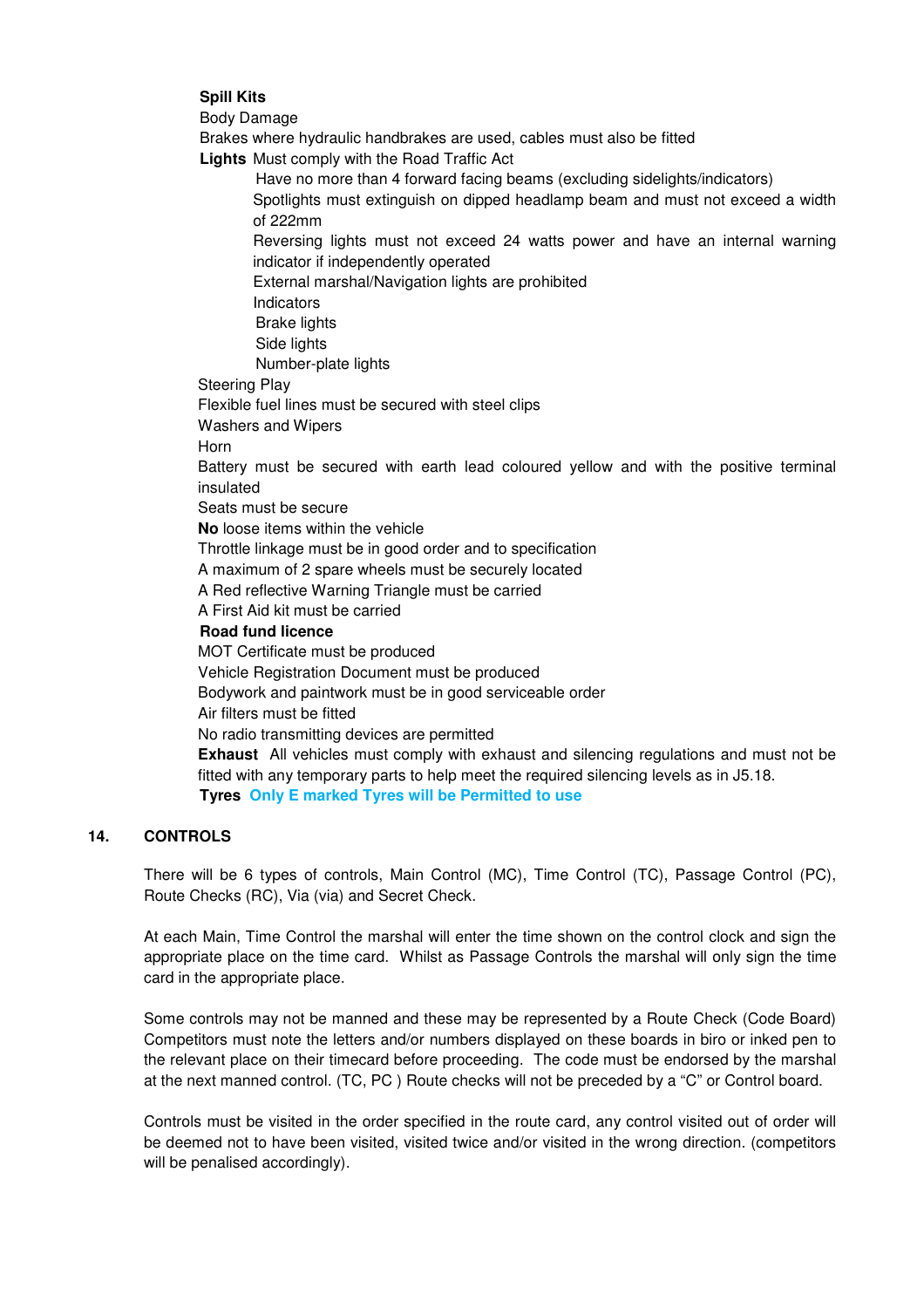**Spill Kits**

Body Damage

Brakes where hydraulic handbrakes are used, cables must also be fitted

**Lights** Must comply with the Road Traffic Act

- Have no more than 4 forward facing beams (excluding sidelights/indicators)
- Spotlights must extinguish on dipped headlamp beam and must not exceed a width of 222mm
- Reversing lights must not exceed 24 watts power and have an internal warning indicator if independently operated
- External marshal/Navigation lights are prohibited
- Indicators
- Brake lights
- Side lights
- Number-plate lights

Steering Play

Flexible fuel lines must be secured with steel clips

Washers and Wipers

Horn

Battery must be secured with earth lead coloured yellow and with the positive terminal insulated

Seats must be secure

**No** loose items within the vehicle

Throttle linkage must be in good order and to specification

A maximum of 2 spare wheels must be securely located

A Red reflective Warning Triangle must be carried

A First Aid kit must be carried

**Road fund licence**

MOT Certificate must be produced

Vehicle Registration Document must be produced

Bodywork and paintwork must be in good serviceable order

Air filters must be fitted

No radio transmitting devices are permitted

**Exhaust** All vehicles must comply with exhaust and silencing regulations and must not be fitted with any temporary parts to help meet the required silencing levels as in J5.18.

**Tyres** **Only E marked Tyres will be Permitted to use**

## 14. CONTROLS

There will be 6 types of controls, Main Control (MC), Time Control (TC), Passage Control (PC), Route Checks (RC), Via (via) and Secret Check.

At each Main, Time Control the marshal will enter the time shown on the control clock and sign the appropriate place on the time card. Whilst as Passage Controls the marshal will only sign the time card in the appropriate place.

Some controls may not be manned and these may be represented by a Route Check (Code Board) Competitors must note the letters and/or numbers displayed on these boards in biro or inked pen to the relevant place on their timecard before proceeding. The code must be endorsed by the marshal at the next manned control. (TC, PC ) Route checks will not be preceded by a "C" or Control board.

Controls must be visited in the order specified in the route card, any control visited out of order will be deemed not to have been visited, visited twice and/or visited in the wrong direction. (competitors will be penalised accordingly).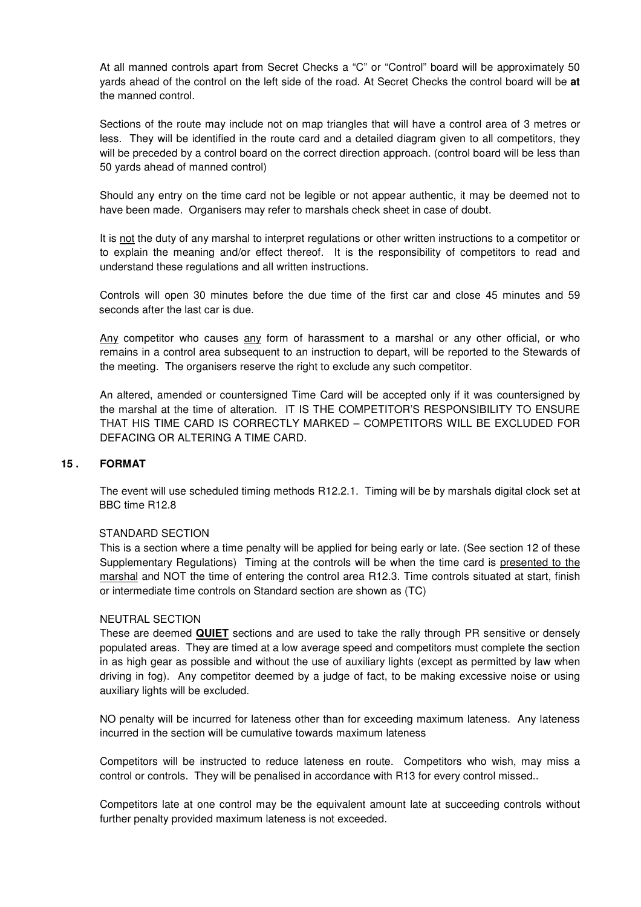At all manned controls apart from Secret Checks a "C" or "Control" board will be approximately 50 yards ahead of the control on the left side of the road. At Secret Checks the control board will be **at** the manned control.

Sections of the route may include not on map triangles that will have a control area of 3 metres or less. They will be identified in the route card and a detailed diagram given to all competitors, they will be preceded by a control board on the correct direction approach. (control board will be less than 50 yards ahead of manned control)

Should any entry on the time card not be legible or not appear authentic, it may be deemed not to have been made. Organisers may refer to marshals check sheet in case of doubt.

It is <u>not</u> the duty of any marshal to interpret regulations or other written instructions to a competitor or to explain the meaning and/or effect thereof. It is the responsibility of competitors to read and understand these regulations and all written instructions.

Controls will open 30 minutes before the due time of the first car and close 45 minutes and 59 seconds after the last car is due.

<u>Any</u> competitor who causes <u>any</u> form of harassment to a marshal or any other official, or who remains in a control area subsequent to an instruction to depart, will be reported to the Stewards of the meeting. The organisers reserve the right to exclude any such competitor.

An altered, amended or countersigned Time Card will be accepted only if it was countersigned by the marshal at the time of alteration. IT IS THE COMPETITOR'S RESPONSIBILITY TO ENSURE THAT HIS TIME CARD IS CORRECTLY MARKED – COMPETITORS WILL BE EXCLUDED FOR DEFACING OR ALTERING A TIME CARD.

## 15 . FORMAT

The event will use scheduled timing methods R12.2.1. Timing will be by marshals digital clock set at BBC time R12.8

STANDARD SECTION

This is a section where a time penalty will be applied for being early or late. (See section 12 of these Supplementary Regulations) Timing at the controls will be when the time card is <u>presented to the marshal</u> and NOT the time of entering the control area R12.3. Time controls situated at start, finish or intermediate time controls on Standard section are shown as (TC)

NEUTRAL SECTION

These are deemed <u>**QUIET**</u> sections and are used to take the rally through PR sensitive or densely populated areas. They are timed at a low average speed and competitors must complete the section in as high gear as possible and without the use of auxiliary lights (except as permitted by law when driving in fog). Any competitor deemed by a judge of fact, to be making excessive noise or using auxiliary lights will be excluded.

NO penalty will be incurred for lateness other than for exceeding maximum lateness. Any lateness incurred in the section will be cumulative towards maximum lateness

Competitors will be instructed to reduce lateness en route. Competitors who wish, may miss a control or controls. They will be penalised in accordance with R13 for every control missed..

Competitors late at one control may be the equivalent amount late at succeeding controls without further penalty provided maximum lateness is not exceeded.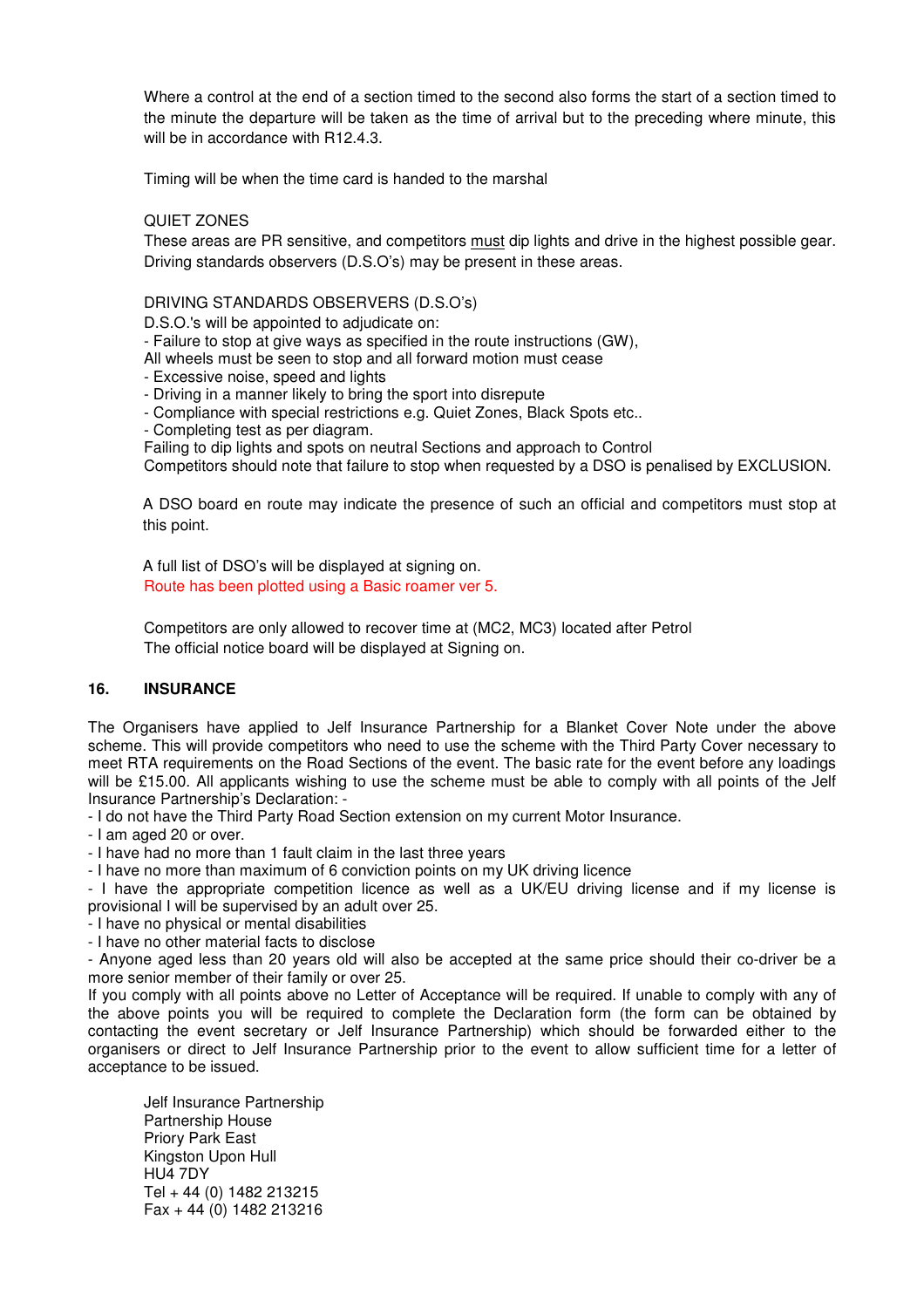Where a control at the end of a section timed to the second also forms the start of a section timed to the minute the departure will be taken as the time of arrival but to the preceding where minute, this will be in accordance with R12.4.3.

Timing will be when the time card is handed to the marshal

QUIET ZONES
These areas are PR sensitive, and competitors <u>must</u> dip lights and drive in the highest possible gear. Driving standards observers (D.S.O's) may be present in these areas.

DRIVING STANDARDS OBSERVERS (D.S.O's)
D.S.O.'s will be appointed to adjudicate on:
- Failure to stop at give ways as specified in the route instructions (GW),
All wheels must be seen to stop and all forward motion must cease
- Excessive noise, speed and lights
- Driving in a manner likely to bring the sport into disrepute
- Compliance with special restrictions e.g. Quiet Zones, Black Spots etc..
- Completing test as per diagram.
Failing to dip lights and spots on neutral Sections and approach to Control
Competitors should note that failure to stop when requested by a DSO is penalised by EXCLUSION.

A DSO board en route may indicate the presence of such an official and competitors must stop at this point.

A full list of DSO's will be displayed at signing on.
Route has been plotted using a Basic roamer ver 5.

Competitors are only allowed to recover time at (MC2, MC3) located after Petrol
The official notice board will be displayed at Signing on.

## 16. INSURANCE

The Organisers have applied to Jelf Insurance Partnership for a Blanket Cover Note under the above scheme. This will provide competitors who need to use the scheme with the Third Party Cover necessary to meet RTA requirements on the Road Sections of the event. The basic rate for the event before any loadings will be £15.00. All applicants wishing to use the scheme must be able to comply with all points of the Jelf Insurance Partnership's Declaration: -
- I do not have the Third Party Road Section extension on my current Motor Insurance.
- I am aged 20 or over.
- I have had no more than 1 fault claim in the last three years
- I have no more than maximum of 6 conviction points on my UK driving licence
- I have the appropriate competition licence as well as a UK/EU driving license and if my license is provisional I will be supervised by an adult over 25.
- I have no physical or mental disabilities
- I have no other material facts to disclose
- Anyone aged less than 20 years old will also be accepted at the same price should their co-driver be a more senior member of their family or over 25.

If you comply with all points above no Letter of Acceptance will be required. If unable to comply with any of the above points you will be required to complete the Declaration form (the form can be obtained by contacting the event secretary or Jelf Insurance Partnership) which should be forwarded either to the organisers or direct to Jelf Insurance Partnership prior to the event to allow sufficient time for a letter of acceptance to be issued.

Jelf Insurance Partnership
Partnership House
Priory Park East
Kingston Upon Hull
HU4 7DY
Tel + 44 (0) 1482 213215
Fax + 44 (0) 1482 213216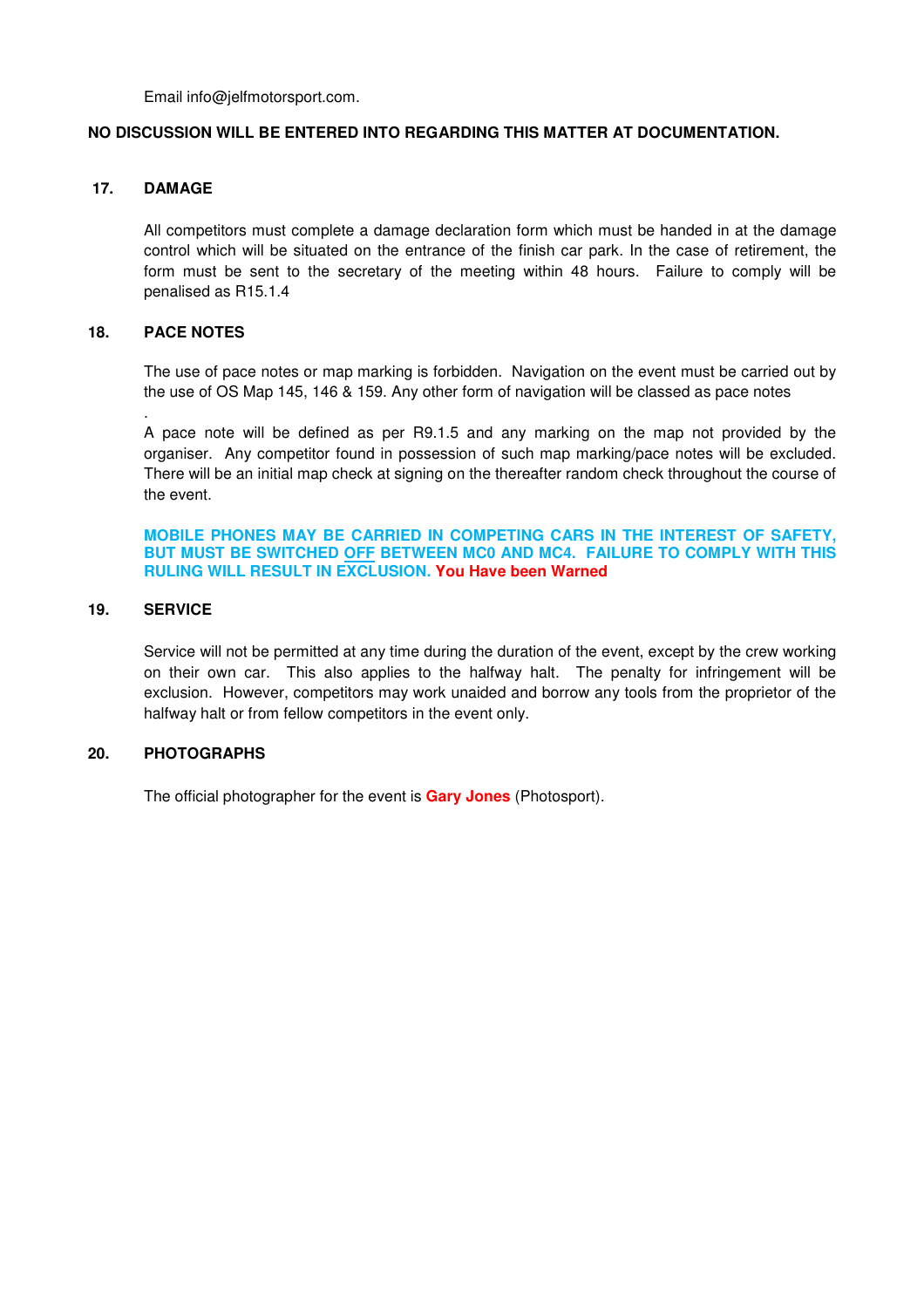Email info@jelfmotorsport.com.

**NO DISCUSSION WILL BE ENTERED INTO REGARDING THIS MATTER AT DOCUMENTATION.**

## 17. DAMAGE

All competitors must complete a damage declaration form which must be handed in at the damage control which will be situated on the entrance of the finish car park. In the case of retirement, the form must be sent to the secretary of the meeting within 48 hours. Failure to comply will be penalised as R15.1.4

## 18. PACE NOTES

The use of pace notes or map marking is forbidden. Navigation on the event must be carried out by the use of OS Map 145, 146 & 159. Any other form of navigation will be classed as pace notes

.

A pace note will be defined as per R9.1.5 and any marking on the map not provided by the organiser. Any competitor found in possession of such map marking/pace notes will be excluded. There will be an initial map check at signing on the thereafter random check throughout the course of the event.

**MOBILE PHONES MAY BE CARRIED IN COMPETING CARS IN THE INTEREST OF SAFETY, BUT MUST BE SWITCHED OFF BETWEEN MC0 AND MC4. FAILURE TO COMPLY WITH THIS RULING WILL RESULT IN EXCLUSION. You Have been Warned**

## 19. SERVICE

Service will not be permitted at any time during the duration of the event, except by the crew working on their own car. This also applies to the halfway halt. The penalty for infringement will be exclusion. However, competitors may work unaided and borrow any tools from the proprietor of the halfway halt or from fellow competitors in the event only.

## 20. PHOTOGRAPHS

The official photographer for the event is **Gary Jones** (Photosport).